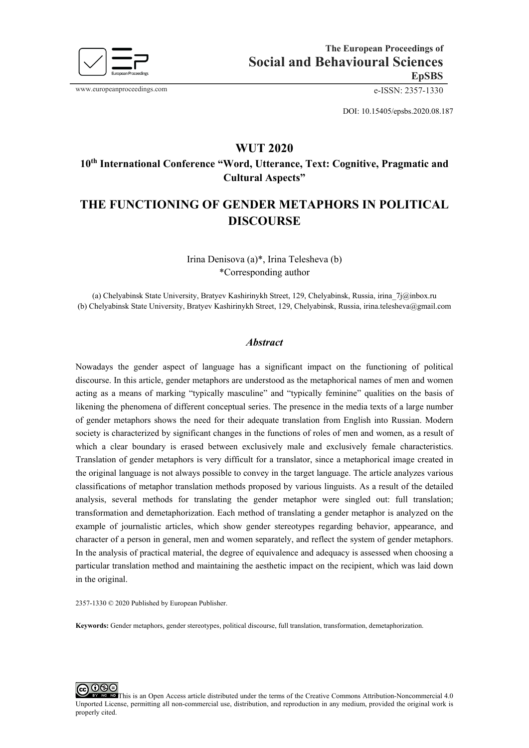The European Proceedings of
**Social and Behavioural Sciences**
**EpSBS**

www.europeanproceedings.com e-ISSN: 2357-1330

DOI: 10.15405/epsbs.2020.08.187

## WUT 2020

### 10th International Conference "Word, Utterance, Text: Cognitive, Pragmatic and Cultural Aspects"

# THE FUNCTIONING OF GENDER METAPHORS IN POLITICAL DISCOURSE

Irina Denisova (a)*, Irina Telesheva (b)
*Corresponding author

(a) Chelyabinsk State University, Bratyev Kashirinykh Street, 129, Chelyabinsk, Russia, irina_7j@inbox.ru
(b) Chelyabinsk State University, Bratyev Kashirinykh Street, 129, Chelyabinsk, Russia, irina.telesheva@gmail.com

## *Abstract*

Nowadays the gender aspect of language has a significant impact on the functioning of political discourse. In this article, gender metaphors are understood as the metaphorical names of men and women acting as a means of marking "typically masculine" and "typically feminine" qualities on the basis of likening the phenomena of different conceptual series. The presence in the media texts of a large number of gender metaphors shows the need for their adequate translation from English into Russian. Modern society is characterized by significant changes in the functions of roles of men and women, as a result of which a clear boundary is erased between exclusively male and exclusively female characteristics. Translation of gender metaphors is very difficult for a translator, since a metaphorical image created in the original language is not always possible to convey in the target language. The article analyzes various classifications of metaphor translation methods proposed by various linguists. As a result of the detailed analysis, several methods for translating the gender metaphor were singled out: full translation; transformation and demetaphorization. Each method of translating a gender metaphor is analyzed on the example of journalistic articles, which show gender stereotypes regarding behavior, appearance, and character of a person in general, men and women separately, and reflect the system of gender metaphors. In the analysis of practical material, the degree of equivalence and adequacy is assessed when choosing a particular translation method and maintaining the aesthetic impact on the recipient, which was laid down in the original.

2357-1330 © 2020 Published by European Publisher.

**Keywords:** Gender metaphors, gender stereotypes, political discourse, full translation, transformation, demetaphorization.

This is an Open Access article distributed under the terms of the Creative Commons Attribution-Noncommercial 4.0 Unported License, permitting all non-commercial use, distribution, and reproduction in any medium, provided the original work is properly cited.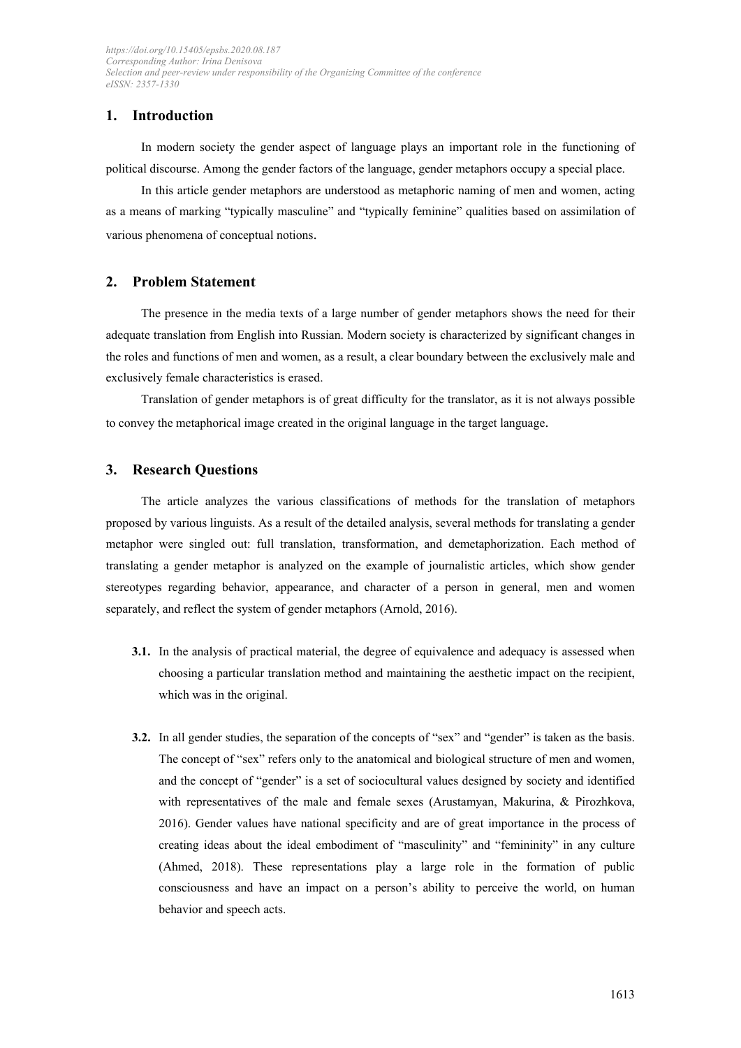## 1. Introduction

In modern society the gender aspect of language plays an important role in the functioning of political discourse. Among the gender factors of the language, gender metaphors occupy a special place.

In this article gender metaphors are understood as metaphoric naming of men and women, acting as a means of marking "typically masculine" and "typically feminine" qualities based on assimilation of various phenomena of conceptual notions.

## 2. Problem Statement

The presence in the media texts of a large number of gender metaphors shows the need for their adequate translation from English into Russian. Modern society is characterized by significant changes in the roles and functions of men and women, as a result, a clear boundary between the exclusively male and exclusively female characteristics is erased.

Translation of gender metaphors is of great difficulty for the translator, as it is not always possible to convey the metaphorical image created in the original language in the target language.

## 3. Research Questions

The article analyzes the various classifications of methods for the translation of metaphors proposed by various linguists. As a result of the detailed analysis, several methods for translating a gender metaphor were singled out: full translation, transformation, and demetaphorization. Each method of translating a gender metaphor is analyzed on the example of journalistic articles, which show gender stereotypes regarding behavior, appearance, and character of a person in general, men and women separately, and reflect the system of gender metaphors (Arnold, 2016).

**3.1.** In the analysis of practical material, the degree of equivalence and adequacy is assessed when choosing a particular translation method and maintaining the aesthetic impact on the recipient, which was in the original.

**3.2.** In all gender studies, the separation of the concepts of "sex" and "gender" is taken as the basis. The concept of "sex" refers only to the anatomical and biological structure of men and women, and the concept of "gender" is a set of sociocultural values designed by society and identified with representatives of the male and female sexes (Arustamyan, Makurina, & Pirozhkova, 2016). Gender values have national specificity and are of great importance in the process of creating ideas about the ideal embodiment of "masculinity" and "femininity" in any culture (Ahmed, 2018). These representations play a large role in the formation of public consciousness and have an impact on a person's ability to perceive the world, on human behavior and speech acts.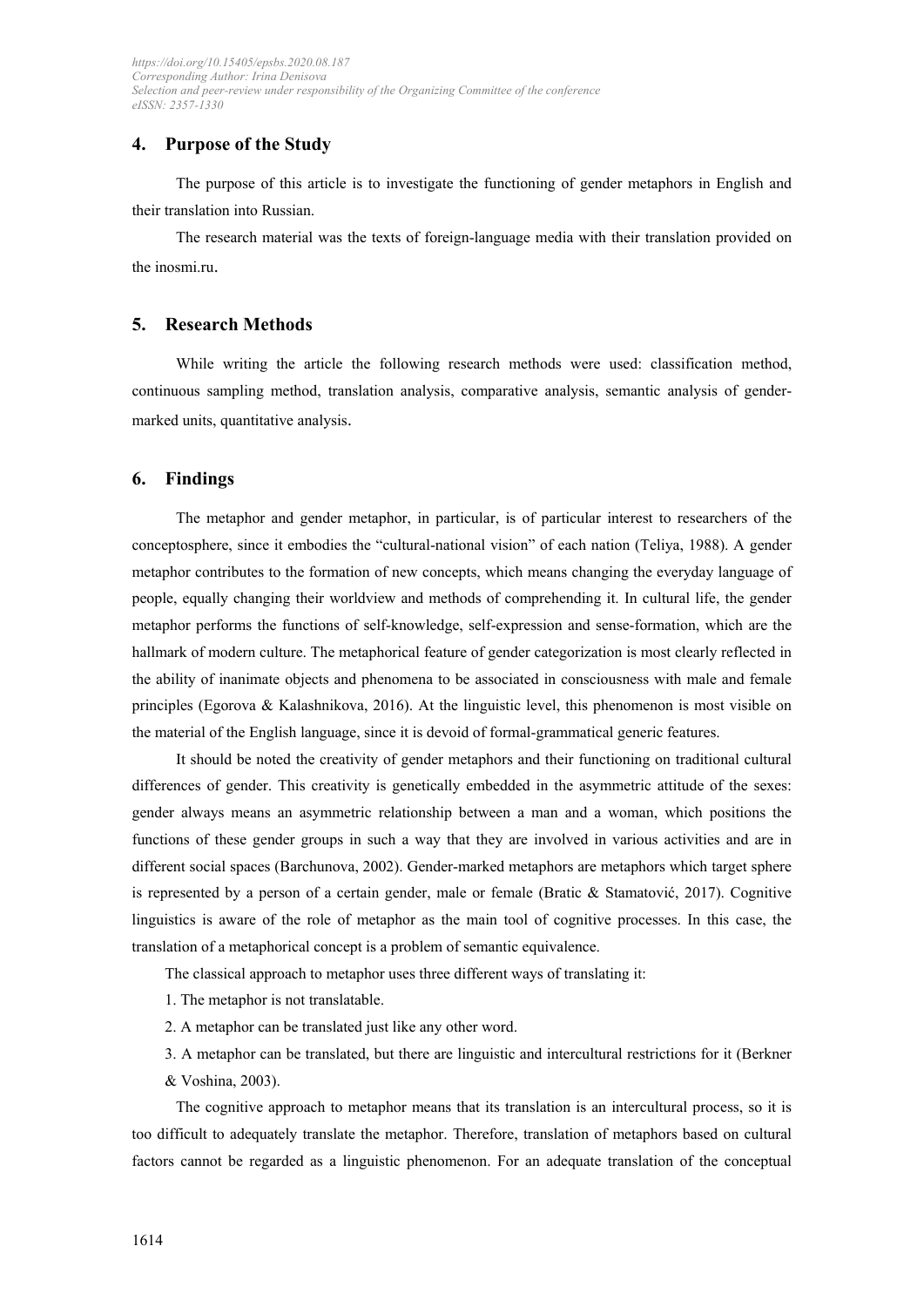## 4. Purpose of the Study

The purpose of this article is to investigate the functioning of gender metaphors in English and their translation into Russian.

The research material was the texts of foreign-language media with their translation provided on the inosmi.ru.

## 5. Research Methods

While writing the article the following research methods were used: classification method, continuous sampling method, translation analysis, comparative analysis, semantic analysis of gender-marked units, quantitative analysis.

## 6. Findings

The metaphor and gender metaphor, in particular, is of particular interest to researchers of the conceptosphere, since it embodies the "cultural-national vision" of each nation (Teliya, 1988). A gender metaphor contributes to the formation of new concepts, which means changing the everyday language of people, equally changing their worldview and methods of comprehending it. In cultural life, the gender metaphor performs the functions of self-knowledge, self-expression and sense-formation, which are the hallmark of modern culture. The metaphorical feature of gender categorization is most clearly reflected in the ability of inanimate objects and phenomena to be associated in consciousness with male and female principles (Egorova & Kalashnikova, 2016). At the linguistic level, this phenomenon is most visible on the material of the English language, since it is devoid of formal-grammatical generic features.

It should be noted the creativity of gender metaphors and their functioning on traditional cultural differences of gender. This creativity is genetically embedded in the asymmetric attitude of the sexes: gender always means an asymmetric relationship between a man and a woman, which positions the functions of these gender groups in such a way that they are involved in various activities and are in different social spaces (Barchunova, 2002). Gender-marked metaphors are metaphors which target sphere is represented by a person of a certain gender, male or female (Bratic & Stamatović, 2017). Cognitive linguistics is aware of the role of metaphor as the main tool of cognitive processes. In this case, the translation of a metaphorical concept is a problem of semantic equivalence.

The classical approach to metaphor uses three different ways of translating it:

1. The metaphor is not translatable.
2. A metaphor can be translated just like any other word.
3. A metaphor can be translated, but there are linguistic and intercultural restrictions for it (Berkner & Voshina, 2003).

The cognitive approach to metaphor means that its translation is an intercultural process, so it is too difficult to adequately translate the metaphor. Therefore, translation of metaphors based on cultural factors cannot be regarded as a linguistic phenomenon. For an adequate translation of the conceptual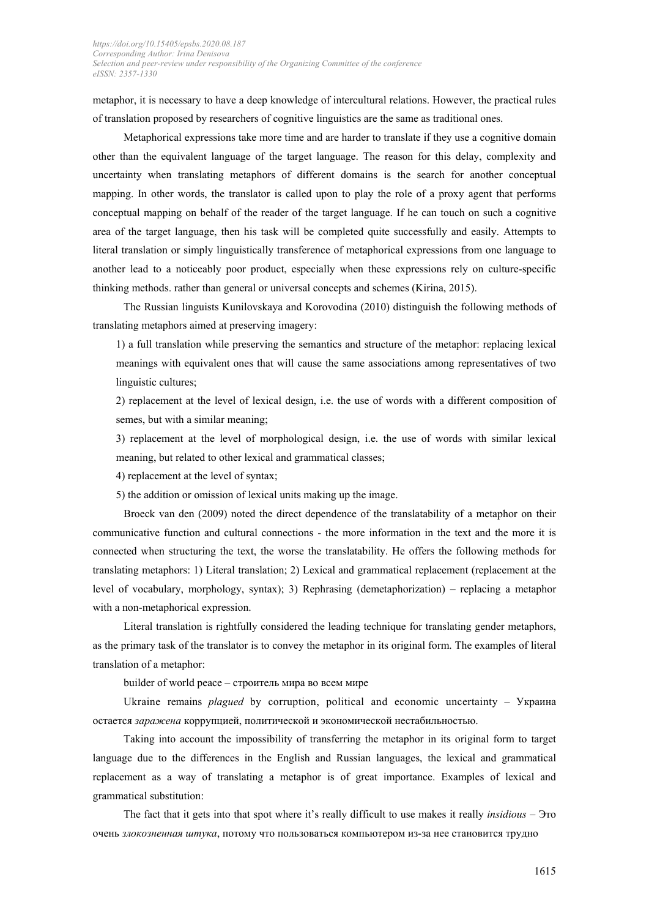metaphor, it is necessary to have a deep knowledge of intercultural relations. However, the practical rules of translation proposed by researchers of cognitive linguistics are the same as traditional ones.

Metaphorical expressions take more time and are harder to translate if they use a cognitive domain other than the equivalent language of the target language. The reason for this delay, complexity and uncertainty when translating metaphors of different domains is the search for another conceptual mapping. In other words, the translator is called upon to play the role of a proxy agent that performs conceptual mapping on behalf of the reader of the target language. If he can touch on such a cognitive area of the target language, then his task will be completed quite successfully and easily. Attempts to literal translation or simply linguistically transference of metaphorical expressions from one language to another lead to a noticeably poor product, especially when these expressions rely on culture-specific thinking methods. rather than general or universal concepts and schemes (Kirina, 2015).

The Russian linguists Kunilovskaya and Korovodina (2010) distinguish the following methods of translating metaphors aimed at preserving imagery:

1) a full translation while preserving the semantics and structure of the metaphor: replacing lexical meanings with equivalent ones that will cause the same associations among representatives of two linguistic cultures;

2) replacement at the level of lexical design, i.e. the use of words with a different composition of semes, but with a similar meaning;

3) replacement at the level of morphological design, i.e. the use of words with similar lexical meaning, but related to other lexical and grammatical classes;

4) replacement at the level of syntax;

5) the addition or omission of lexical units making up the image.

Broeck van den (2009) noted the direct dependence of the translatability of a metaphor on their communicative function and cultural connections - the more information in the text and the more it is connected when structuring the text, the worse the translatability. He offers the following methods for translating metaphors: 1) Literal translation; 2) Lexical and grammatical replacement (replacement at the level of vocabulary, morphology, syntax); 3) Rephrasing (demetaphorization) – replacing a metaphor with a non-metaphorical expression.

Literal translation is rightfully considered the leading technique for translating gender metaphors, as the primary task of the translator is to convey the metaphor in its original form. The examples of literal translation of a metaphor:

builder of world peace – строитель мира во всем мире

Ukraine remains *plagued* by corruption, political and economic uncertainty – Украина остается *заражена* коррупцией, политической и экономической нестабильностью.

Taking into account the impossibility of transferring the metaphor in its original form to target language due to the differences in the English and Russian languages, the lexical and grammatical replacement as a way of translating a metaphor is of great importance. Examples of lexical and grammatical substitution:

The fact that it gets into that spot where it's really difficult to use makes it really *insidious* – Это очень *злокозненная штука*, потому что пользоваться компьютером из-за нее становится трудно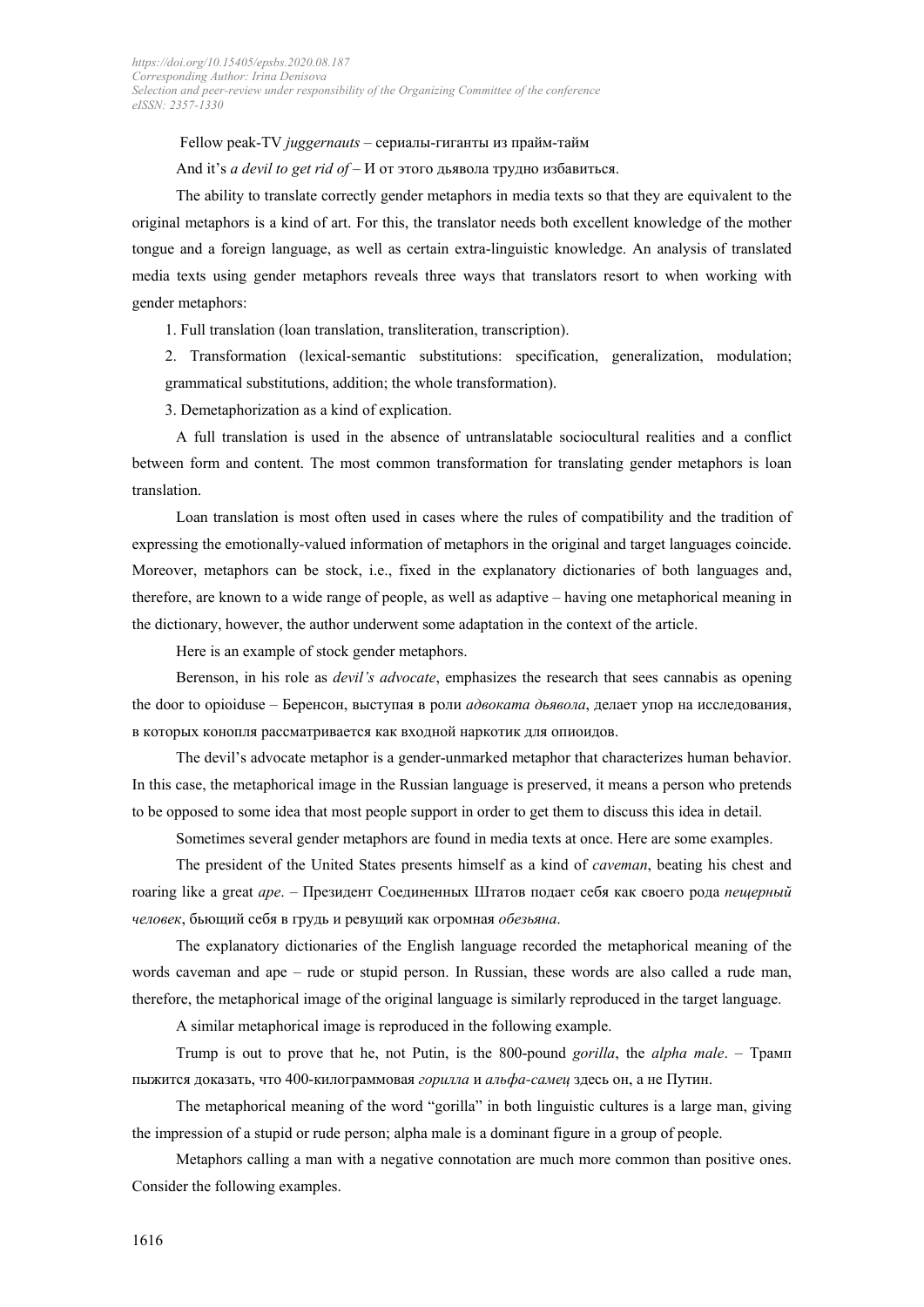Fellow peak-TV *juggernauts* – сериалы-гиганты из прайм-тайм

And it's *a devil to get rid of* – И от этого дьявола трудно избавиться.

The ability to translate correctly gender metaphors in media texts so that they are equivalent to the original metaphors is a kind of art. For this, the translator needs both excellent knowledge of the mother tongue and a foreign language, as well as certain extra-linguistic knowledge. An analysis of translated media texts using gender metaphors reveals three ways that translators resort to when working with gender metaphors:

1. Full translation (loan translation, transliteration, transcription).
2. Transformation (lexical-semantic substitutions: specification, generalization, modulation; grammatical substitutions, addition; the whole transformation).
3. Demetaphorization as a kind of explication.

A full translation is used in the absence of untranslatable sociocultural realities and a conflict between form and content. The most common transformation for translating gender metaphors is loan translation.

Loan translation is most often used in cases where the rules of compatibility and the tradition of expressing the emotionally-valued information of metaphors in the original and target languages coincide. Moreover, metaphors can be stock, i.e., fixed in the explanatory dictionaries of both languages and, therefore, are known to a wide range of people, as well as adaptive – having one metaphorical meaning in the dictionary, however, the author underwent some adaptation in the context of the article.

Here is an example of stock gender metaphors.

Berenson, in his role as *devil's advocate*, emphasizes the research that sees cannabis as opening the door to opioiduse – Беренсон, выступая в роли *адвоката дьявола*, делает упор на исследования, в которых конопля рассматривается как входной наркотик для опиоидов.

The devil's advocate metaphor is a gender-unmarked metaphor that characterizes human behavior. In this case, the metaphorical image in the Russian language is preserved, it means a person who pretends to be opposed to some idea that most people support in order to get them to discuss this idea in detail.

Sometimes several gender metaphors are found in media texts at once. Here are some examples.

The president of the United States presents himself as a kind of *caveman*, beating his chest and roaring like a great *ape*. – Президент Соединенных Штатов подает себя как своего рода *пещерный человек*, бьющий себя в грудь и ревущий как огромная *обезьяна*.

The explanatory dictionaries of the English language recorded the metaphorical meaning of the words caveman and ape – rude or stupid person. In Russian, these words are also called a rude man, therefore, the metaphorical image of the original language is similarly reproduced in the target language.

A similar metaphorical image is reproduced in the following example.

Trump is out to prove that he, not Putin, is the 800-pound *gorilla*, the *alpha male*. – Трамп пыжится доказать, что 400-килограммовая *горилла* и *альфа-самец* здесь он, а не Путин.

The metaphorical meaning of the word "gorilla" in both linguistic cultures is a large man, giving the impression of a stupid or rude person; alpha male is a dominant figure in a group of people.

Metaphors calling a man with a negative connotation are much more common than positive ones. Consider the following examples.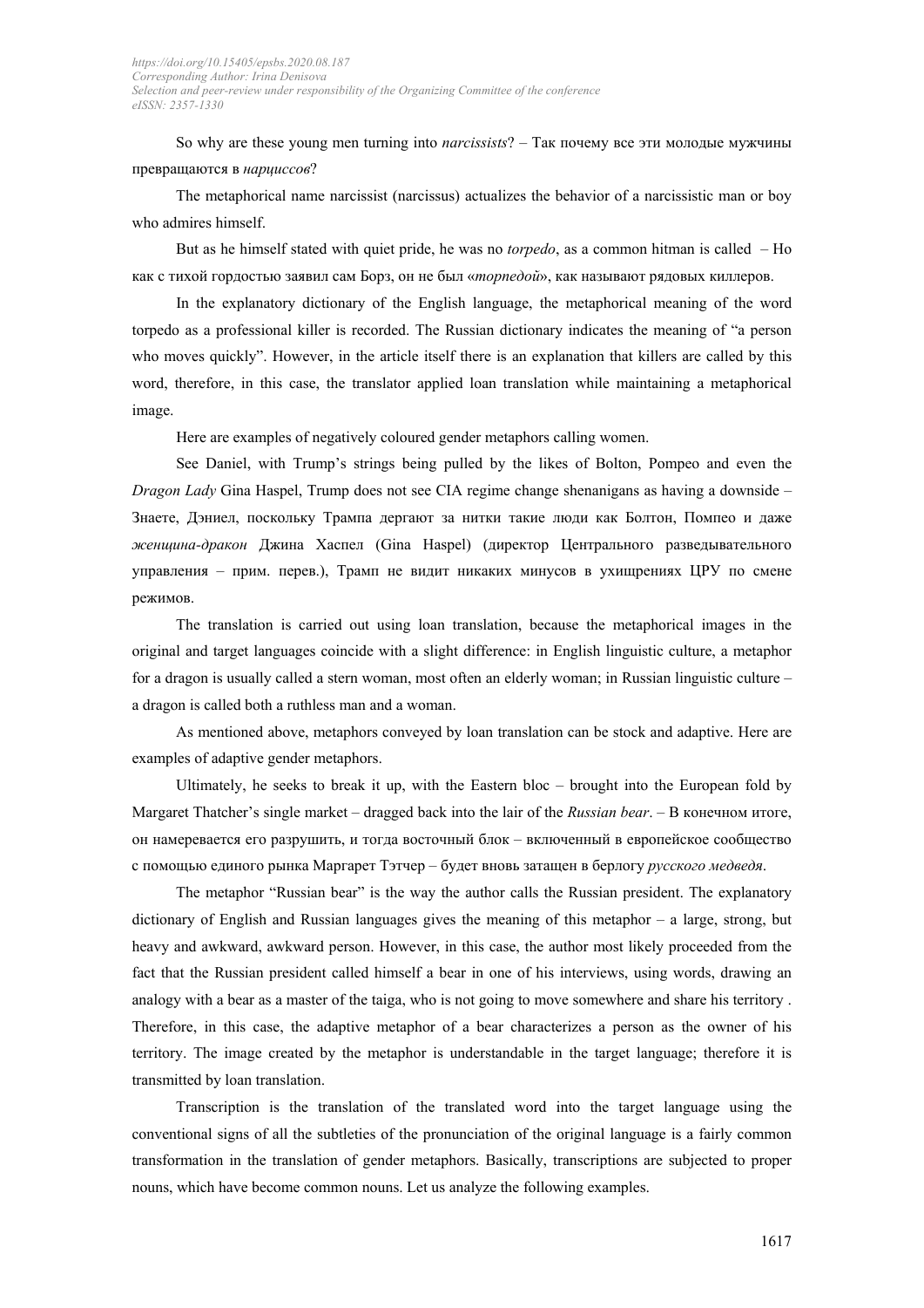So why are these young men turning into *narcissists*? – Так почему все эти молодые мужчины превращаются в *нарциссов*?

The metaphorical name narcissist (narcissus) actualizes the behavior of a narcissistic man or boy who admires himself.

But as he himself stated with quiet pride, he was no *torpedo*, as a common hitman is called – Но как с тихой гордостью заявил сам Борз, он не был «*торпедой*», как называют рядовых киллеров.

In the explanatory dictionary of the English language, the metaphorical meaning of the word torpedo as a professional killer is recorded. The Russian dictionary indicates the meaning of "a person who moves quickly". However, in the article itself there is an explanation that killers are called by this word, therefore, in this case, the translator applied loan translation while maintaining a metaphorical image.

Here are examples of negatively coloured gender metaphors calling women.

See Daniel, with Trump's strings being pulled by the likes of Bolton, Pompeo and even the *Dragon Lady* Gina Haspel, Trump does not see CIA regime change shenanigans as having a downside – Знаете, Дэниел, поскольку Трампа дергают за нитки такие люди как Болтон, Помпео и даже *женщина-дракон* Джина Хаспел (Gina Haspel) (директор Центрального разведывательного управления – прим. перев.), Трамп не видит никаких минусов в ухищрениях ЦРУ по смене режимов.

The translation is carried out using loan translation, because the metaphorical images in the original and target languages coincide with a slight difference: in English linguistic culture, a metaphor for a dragon is usually called a stern woman, most often an elderly woman; in Russian linguistic culture – a dragon is called both a ruthless man and a woman.

As mentioned above, metaphors conveyed by loan translation can be stock and adaptive. Here are examples of adaptive gender metaphors.

Ultimately, he seeks to break it up, with the Eastern bloc – brought into the European fold by Margaret Thatcher's single market – dragged back into the lair of the *Russian bear*. – В конечном итоге, он намеревается его разрушить, и тогда восточный блок – включенный в европейское сообщество с помощью единого рынка Маргарет Тэтчер – будет вновь затащен в берлогу *русского медведя*.

The metaphor "Russian bear" is the way the author calls the Russian president. The explanatory dictionary of English and Russian languages gives the meaning of this metaphor – a large, strong, but heavy and awkward, awkward person. However, in this case, the author most likely proceeded from the fact that the Russian president called himself a bear in one of his interviews, using words, drawing an analogy with a bear as a master of the taiga, who is not going to move somewhere and share his territory . Therefore, in this case, the adaptive metaphor of a bear characterizes a person as the owner of his territory. The image created by the metaphor is understandable in the target language; therefore it is transmitted by loan translation.

Transcription is the translation of the translated word into the target language using the conventional signs of all the subtleties of the pronunciation of the original language is a fairly common transformation in the translation of gender metaphors. Basically, transcriptions are subjected to proper nouns, which have become common nouns. Let us analyze the following examples.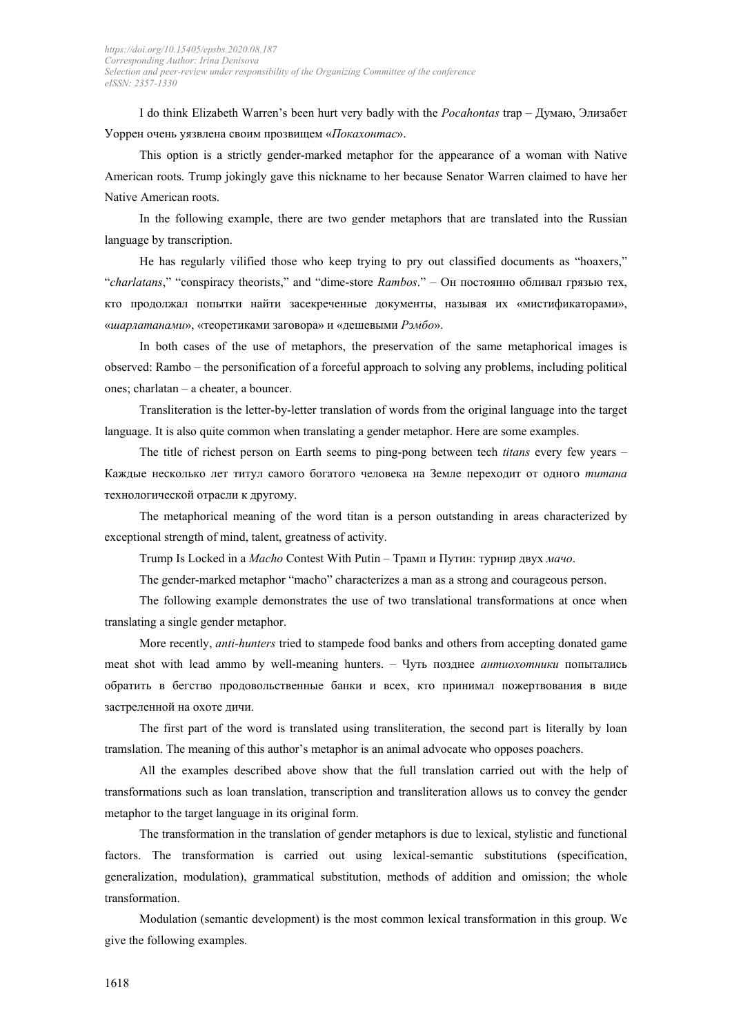I do think Elizabeth Warren's been hurt very badly with the *Pocahontas* trap – Думаю, Элизабет Уоррен очень уязвлена своим прозвищем «*Покахонтас*».

This option is a strictly gender-marked metaphor for the appearance of a woman with Native American roots. Trump jokingly gave this nickname to her because Senator Warren claimed to have her Native American roots.

In the following example, there are two gender metaphors that are translated into the Russian language by transcription.

He has regularly vilified those who keep trying to pry out classified documents as "hoaxers," "*charlatans*," "conspiracy theorists," and "dime-store *Rambos*." – Он постоянно обливал грязью тех, кто продолжал попытки найти засекреченные документы, называя их «мистификаторами», «*шарлатанами*», «теоретиками заговора» и «дешевыми *Рэмбо*».

In both cases of the use of metaphors, the preservation of the same metaphorical images is observed: Rambo – the personification of a forceful approach to solving any problems, including political ones; charlatan – a cheater, a bouncer.

Transliteration is the letter-by-letter translation of words from the original language into the target language. It is also quite common when translating a gender metaphor. Here are some examples.

The title of richest person on Earth seems to ping-pong between tech *titans* every few years – Каждые несколько лет титул самого богатого человека на Земле переходит от одного *титана* технологической отрасли к другому.

The metaphorical meaning of the word titan is a person outstanding in areas characterized by exceptional strength of mind, talent, greatness of activity.

Trump Is Locked in a *Macho* Contest With Putin – Трамп и Путин: турнир двух *мачо*.

The gender-marked metaphor "macho" characterizes a man as a strong and courageous person.

The following example demonstrates the use of two translational transformations at once when translating a single gender metaphor.

More recently, *anti-hunters* tried to stampede food banks and others from accepting donated game meat shot with lead ammo by well-meaning hunters. – Чуть позднее *антиохотники* попытались обратить в бегство продовольственные банки и всех, кто принимал пожертвования в виде застреленной на охоте дичи.

The first part of the word is translated using transliteration, the second part is literally by loan tramslation. The meaning of this author's metaphor is an animal advocate who opposes poachers.

All the examples described above show that the full translation carried out with the help of transformations such as loan translation, transcription and transliteration allows us to convey the gender metaphor to the target language in its original form.

The transformation in the translation of gender metaphors is due to lexical, stylistic and functional factors. The transformation is carried out using lexical-semantic substitutions (specification, generalization, modulation), grammatical substitution, methods of addition and omission; the whole transformation.

Modulation (semantic development) is the most common lexical transformation in this group. We give the following examples.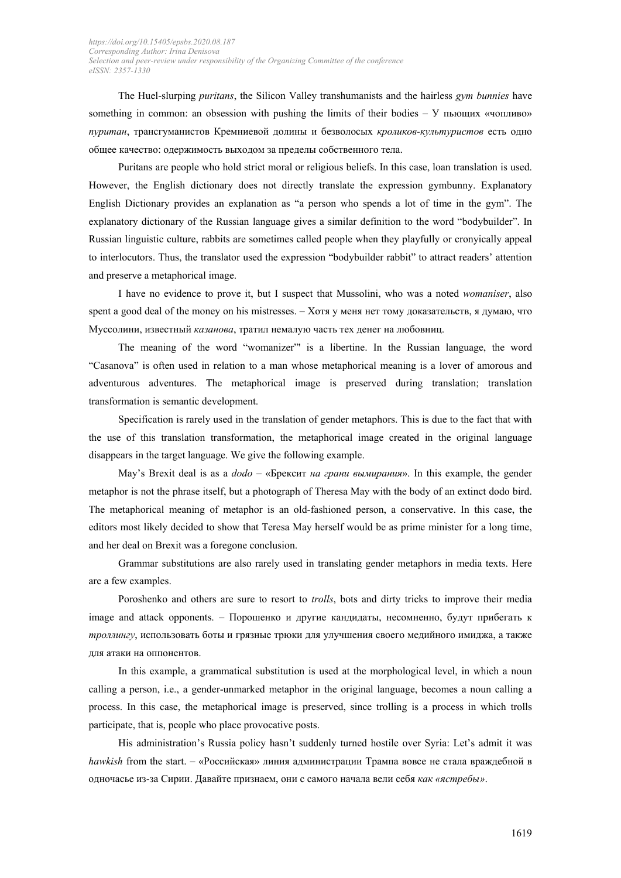The Huel-slurping *puritans*, the Silicon Valley transhumanists and the hairless *gym bunnies* have something in common: an obsession with pushing the limits of their bodies – У пьющих «чопливо» *пуритан*, трансгуманистов Кремниевой долины и безволосых *кроликов-культуристов* есть одно общее качество: одержимость выходом за пределы собственного тела.

Puritans are people who hold strict moral or religious beliefs. In this case, loan translation is used. However, the English dictionary does not directly translate the expression gymbunny. Explanatory English Dictionary provides an explanation as "a person who spends a lot of time in the gym". The explanatory dictionary of the Russian language gives a similar definition to the word "bodybuilder". In Russian linguistic culture, rabbits are sometimes called people when they playfully or cronyically appeal to interlocutors. Thus, the translator used the expression "bodybuilder rabbit" to attract readers' attention and preserve a metaphorical image.

I have no evidence to prove it, but I suspect that Mussolini, who was a noted *womaniser*, also spent a good deal of the money on his mistresses. – Хотя у меня нет тому доказательств, я думаю, что Муссолини, известный *казанова*, тратил немалую часть тех денег на любовниц.

The meaning of the word "womanizer"' is a libertine. In the Russian language, the word "Casanova" is often used in relation to a man whose metaphorical meaning is a lover of amorous and adventurous adventures. The metaphorical image is preserved during translation; translation transformation is semantic development.

Specification is rarely used in the translation of gender metaphors. This is due to the fact that with the use of this translation transformation, the metaphorical image created in the original language disappears in the target language. We give the following example.

May's Brexit deal is as a *dodo* – «Брексит *на грани вымирания*». In this example, the gender metaphor is not the phrase itself, but a photograph of Theresa May with the body of an extinct dodo bird. The metaphorical meaning of metaphor is an old-fashioned person, a conservative. In this case, the editors most likely decided to show that Teresa May herself would be as prime minister for a long time, and her deal on Brexit was a foregone conclusion.

Grammar substitutions are also rarely used in translating gender metaphors in media texts. Here are a few examples.

Poroshenko and others are sure to resort to *trolls*, bots and dirty tricks to improve their media image and attack opponents. – Порошенко и другие кандидаты, несомненно, будут прибегать к *троллингу*, использовать боты и грязные трюки для улучшения своего медийного имиджа, а также для атаки на оппонентов.

In this example, a grammatical substitution is used at the morphological level, in which a noun calling a person, i.e., a gender-unmarked metaphor in the original language, becomes a noun calling a process. In this case, the metaphorical image is preserved, since trolling is a process in which trolls participate, that is, people who place provocative posts.

His administration's Russia policy hasn't suddenly turned hostile over Syria: Let's admit it was *hawkish* from the start. – «Российская» линия администрации Трампа вовсе не стала враждебной в одночасье из-за Сирии. Давайте признаем, они с самого начала вели себя *как «ястребы»*.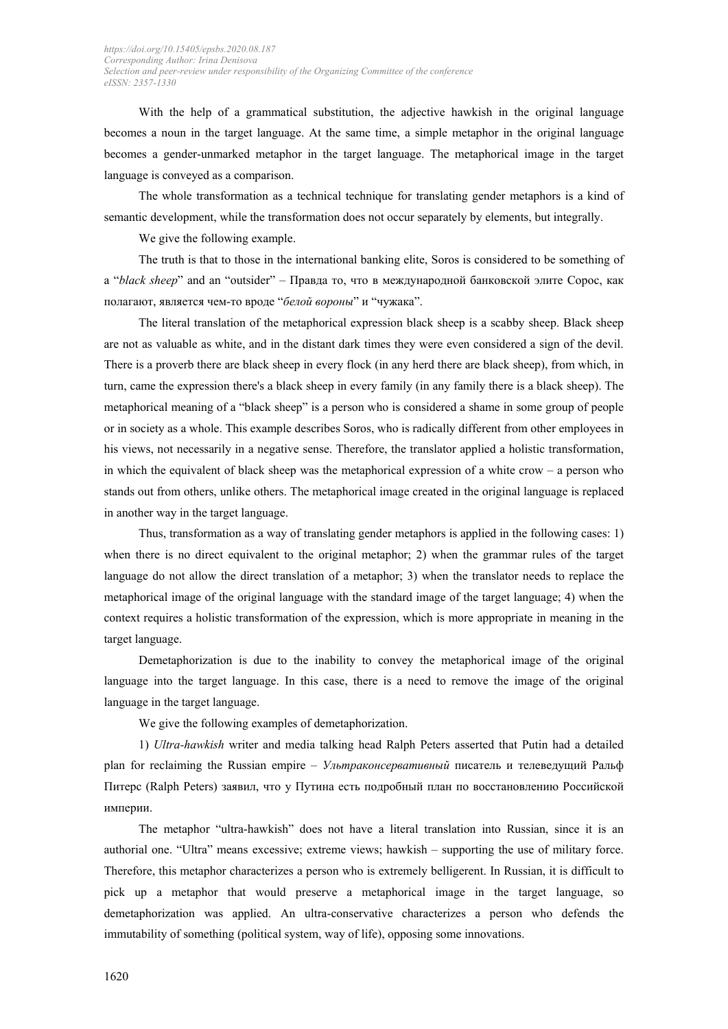With the help of a grammatical substitution, the adjective hawkish in the original language becomes a noun in the target language. At the same time, a simple metaphor in the original language becomes a gender-unmarked metaphor in the target language. The metaphorical image in the target language is conveyed as a comparison.

The whole transformation as a technical technique for translating gender metaphors is a kind of semantic development, while the transformation does not occur separately by elements, but integrally.

We give the following example.

The truth is that to those in the international banking elite, Soros is considered to be something of a "*black sheep*" and an "outsider" – Правда то, что в международной банковской элите Сорос, как полагают, является чем-то вроде "*белой вороны*" и "чужака".

The literal translation of the metaphorical expression black sheep is a scabby sheep. Black sheep are not as valuable as white, and in the distant dark times they were even considered a sign of the devil. There is a proverb there are black sheep in every flock (in any herd there are black sheep), from which, in turn, came the expression there's a black sheep in every family (in any family there is a black sheep). The metaphorical meaning of a "black sheep" is a person who is considered a shame in some group of people or in society as a whole. This example describes Soros, who is radically different from other employees in his views, not necessarily in a negative sense. Therefore, the translator applied a holistic transformation, in which the equivalent of black sheep was the metaphorical expression of a white crow – a person who stands out from others, unlike others. The metaphorical image created in the original language is replaced in another way in the target language.

Thus, transformation as a way of translating gender metaphors is applied in the following cases: 1) when there is no direct equivalent to the original metaphor; 2) when the grammar rules of the target language do not allow the direct translation of a metaphor; 3) when the translator needs to replace the metaphorical image of the original language with the standard image of the target language; 4) when the context requires a holistic transformation of the expression, which is more appropriate in meaning in the target language.

Demetaphorization is due to the inability to convey the metaphorical image of the original language into the target language. In this case, there is a need to remove the image of the original language in the target language.

We give the following examples of demetaphorization.

1) *Ultra-hawkish* writer and media talking head Ralph Peters asserted that Putin had a detailed plan for reclaiming the Russian empire – *Ультраконсервативный* писатель и телеведущий Ральф Питерс (Ralph Peters) заявил, что у Путина есть подробный план по восстановлению Российской империи.

The metaphor "ultra-hawkish" does not have a literal translation into Russian, since it is an authorial one. "Ultra" means excessive; extreme views; hawkish – supporting the use of military force. Therefore, this metaphor characterizes a person who is extremely belligerent. In Russian, it is difficult to pick up a metaphor that would preserve a metaphorical image in the target language, so demetaphorization was applied. An ultra-conservative characterizes a person who defends the immutability of something (political system, way of life), opposing some innovations.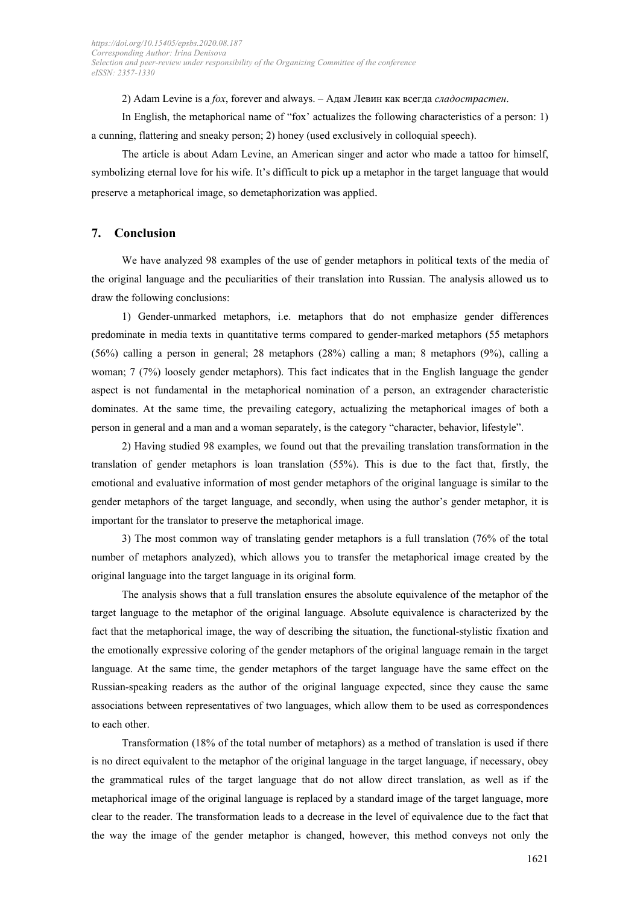2) Adam Levine is a *fox*, forever and always. – Адам Левин как всегда *сладострастен*.

In English, the metaphorical name of "fox' actualizes the following characteristics of a person: 1) a cunning, flattering and sneaky person; 2) honey (used exclusively in colloquial speech).

The article is about Adam Levine, an American singer and actor who made a tattoo for himself, symbolizing eternal love for his wife. It's difficult to pick up a metaphor in the target language that would preserve a metaphorical image, so demetaphorization was applied.

## 7. Conclusion

We have analyzed 98 examples of the use of gender metaphors in political texts of the media of the original language and the peculiarities of their translation into Russian. The analysis allowed us to draw the following conclusions:

1) Gender-unmarked metaphors, i.e. metaphors that do not emphasize gender differences predominate in media texts in quantitative terms compared to gender-marked metaphors (55 metaphors (56%) calling a person in general; 28 metaphors (28%) calling a man; 8 metaphors (9%), calling a woman; 7 (7%) loosely gender metaphors). This fact indicates that in the English language the gender aspect is not fundamental in the metaphorical nomination of a person, an extragender characteristic dominates. At the same time, the prevailing category, actualizing the metaphorical images of both a person in general and a man and a woman separately, is the category "character, behavior, lifestyle".

2) Having studied 98 examples, we found out that the prevailing translation transformation in the translation of gender metaphors is loan translation (55%). This is due to the fact that, firstly, the emotional and evaluative information of most gender metaphors of the original language is similar to the gender metaphors of the target language, and secondly, when using the author's gender metaphor, it is important for the translator to preserve the metaphorical image.

3) The most common way of translating gender metaphors is a full translation (76% of the total number of metaphors analyzed), which allows you to transfer the metaphorical image created by the original language into the target language in its original form.

The analysis shows that a full translation ensures the absolute equivalence of the metaphor of the target language to the metaphor of the original language. Absolute equivalence is characterized by the fact that the metaphorical image, the way of describing the situation, the functional-stylistic fixation and the emotionally expressive coloring of the gender metaphors of the original language remain in the target language. At the same time, the gender metaphors of the target language have the same effect on the Russian-speaking readers as the author of the original language expected, since they cause the same associations between representatives of two languages, which allow them to be used as correspondences to each other.

Transformation (18% of the total number of metaphors) as a method of translation is used if there is no direct equivalent to the metaphor of the original language in the target language, if necessary, obey the grammatical rules of the target language that do not allow direct translation, as well as if the metaphorical image of the original language is replaced by a standard image of the target language, more clear to the reader. The transformation leads to a decrease in the level of equivalence due to the fact that the way the image of the gender metaphor is changed, however, this method conveys not only the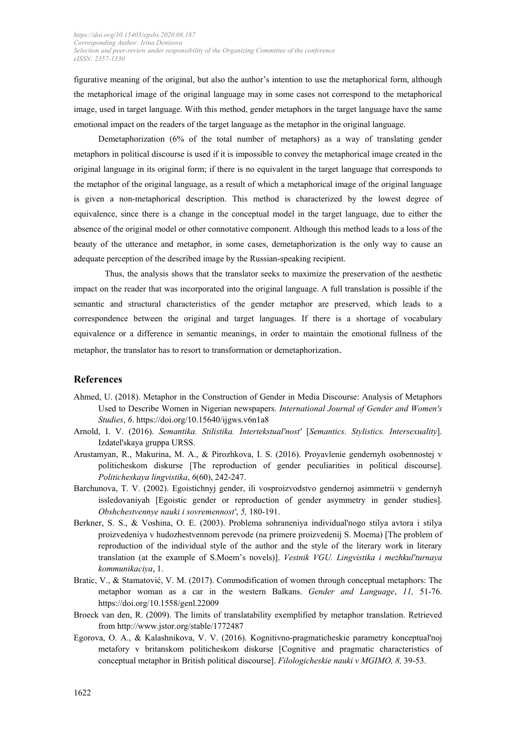figurative meaning of the original, but also the author's intention to use the metaphorical form, although the metaphorical image of the original language may in some cases not correspond to the metaphorical image, used in target language. With this method, gender metaphors in the target language have the same emotional impact on the readers of the target language as the metaphor in the original language.

Demetaphorization (6% of the total number of metaphors) as a way of translating gender metaphors in political discourse is used if it is impossible to convey the metaphorical image created in the original language in its original form; if there is no equivalent in the target language that corresponds to the metaphor of the original language, as a result of which a metaphorical image of the original language is given a non-metaphorical description. This method is characterized by the lowest degree of equivalence, since there is a change in the conceptual model in the target language, due to either the absence of the original model or other connotative component. Although this method leads to a loss of the beauty of the utterance and metaphor, in some cases, demetaphorization is the only way to cause an adequate perception of the described image by the Russian-speaking recipient.

Thus, the analysis shows that the translator seeks to maximize the preservation of the aesthetic impact on the reader that was incorporated into the original language. A full translation is possible if the semantic and structural characteristics of the gender metaphor are preserved, which leads to a correspondence between the original and target languages. If there is a shortage of vocabulary equivalence or a difference in semantic meanings, in order to maintain the emotional fullness of the metaphor, the translator has to resort to transformation or demetaphorization.

## References

Ahmed, U. (2018). Metaphor in the Construction of Gender in Media Discourse: Analysis of Metaphors Used to Describe Women in Nigerian newspapers. *International Journal of Gender and Women's Studies*, *6*. https://doi.org/10.15640/ijgws.v6n1a8

Arnold, I. V. (2016). *Semantika. Stilistika. Intertekstual'nost'* [*Semantics. Stylistics. Intersexuality*]. Izdatel'skaya gruppa URSS.

Arustamyan, R., Makurina, M. A., & Pirozhkova, I. S. (2016). Proyavlenie gendernyh osobennostej v politicheskom diskurse [The reproduction of gender peculiarities in political discourse]. *Politicheskaya lingvistika*, *6*(60), 242-247.

Barchunova, T. V. (2002). Egoistichnyj gender, ili vosproizvodstvo gendernoj asimmetrii v gendernyh issledovaniyah [Egoistic gender or reproduction of gender asymmetry in gender studies]. *Obshchestvennye nauki i sovremennost'*, *5,* 180-191.

Berkner, S. S., & Voshina, O. E. (2003). Problema sohraneniya individual'nogo stilya avtora i stilya proizvedeniya v hudozhestvennom perevode (na primere proizvedenij S. Moema) [The problem of reproduction of the individual style of the author and the style of the literary work in literary translation (at the example of S.Moem's novels)]. *Vestnik VGU. Lingvistika i mezhkul'turnaya kommunikaciya*, 1.

Bratic, V., & Stamatović, V. M. (2017). Commodification of women through conceptual metaphors: The metaphor woman as a car in the western Balkans. *Gender and Language*, *11,* 51-76. https://doi.org/10.1558/genl.22009

Broeck van den, R. (2009). The limits of translatability exemplified by metaphor translation. Retrieved from http://www.jstor.org/stable/1772487

Egorova, O. A., & Kalashnikova, V. V. (2016). Kognitivno-pragmaticheskie parametry konceptual'noj metafory v britanskom politicheskom diskurse [Cognitive and pragmatic characteristics of conceptual metaphor in British political discourse]. *Filologicheskie nauki v MGIMO, 8,* 39-53.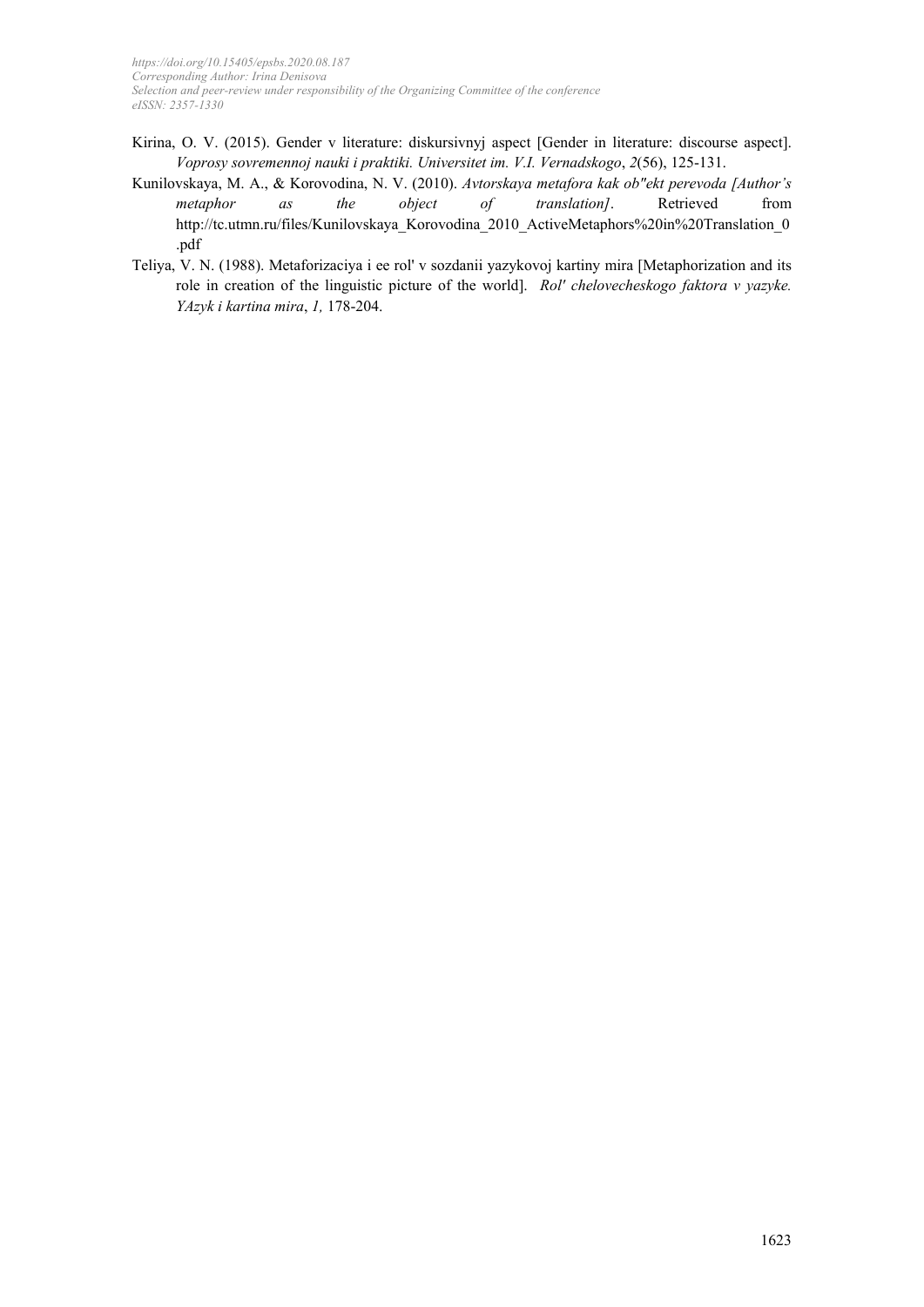Kirina, O. V. (2015). Gender v literature: diskursivnyj aspect [Gender in literature: discourse aspect]. *Voprosy sovremennoj nauki i praktiki. Universitet im. V.I. Vernadskogo*, *2*(56), 125-131.

Kunilovskaya, M. A., & Korovodina, N. V. (2010). *Avtorskaya metafora kak ob"ekt perevoda [Author's metaphor as the object of translation]*. Retrieved from http://tc.utmn.ru/files/Kunilovskaya_Korovodina_2010_ActiveMetaphors%20in%20Translation_0.pdf

Teliya, V. N. (1988). Metaforizaciya i ee rol' v sozdanii yazykovoj kartiny mira [Metaphorization and its role in creation of the linguistic picture of the world]. *Rol' chelovecheskogo faktora v yazyke. YAzyk i kartina mira*, *1,* 178-204.